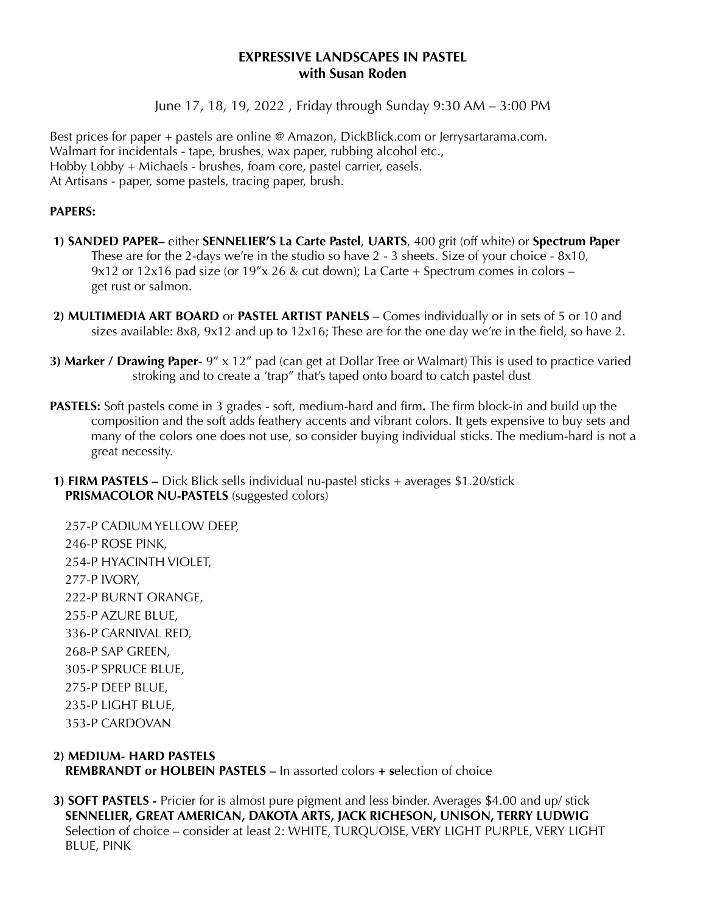# EXPRESSIVE LANDSCAPES IN PASTEL
## with Susan Roden

June 17, 18, 19, 2022 , Friday through Sunday 9:30 AM – 3:00 PM

Best prices for paper + pastels are online @ Amazon, DickBlick.com or Jerrysartarama.com.
Walmart for incidentals - tape, brushes, wax paper, rubbing alcohol etc.,
Hobby Lobby + Michaels - brushes, foam core, pastel carrier, easels.
At Artisans - paper, some pastels, tracing paper, brush.

**PAPERS:**

**1) SANDED PAPER–** either **SENNELIER'S La Carte Pastel**, **UARTS**, 400 grit (off white) or **Spectrum Paper** These are for the 2-days we're in the studio so have 2 - 3 sheets. Size of your choice - 8x10, 9x12 or 12x16 pad size (or 19"x 26 & cut down); La Carte + Spectrum comes in colors – get rust or salmon.

**2) MULTIMEDIA ART BOARD** or **PASTEL ARTIST PANELS** – Comes individually or in sets of 5 or 10 and sizes available: 8x8, 9x12 and up to 12x16; These are for the one day we're in the field, so have 2.

**3) Marker / Drawing Paper**- 9" x 12" pad (can get at Dollar Tree or Walmart) This is used to practice varied stroking and to create a 'trap" that's taped onto board to catch pastel dust

**PASTELS:** Soft pastels come in 3 grades - soft, medium-hard and firm**.** The firm block-in and build up the composition and the soft adds feathery accents and vibrant colors. It gets expensive to buy sets and many of the colors one does not use, so consider buying individual sticks. The medium-hard is not a great necessity.

**1) FIRM PASTELS –** Dick Blick sells individual nu-pastel sticks + averages $1.20/stick
**PRISMACOLOR NU-PASTELS** (suggested colors)

257-P CADIUM YELLOW DEEP,
246-P ROSE PINK,
254-P HYACINTH VIOLET,
277-P IVORY,
222-P BURNT ORANGE,
255-P AZURE BLUE,
336-P CARNIVAL RED,
268-P SAP GREEN,
305-P SPRUCE BLUE,
275-P DEEP BLUE,
235-P LIGHT BLUE,
353-P CARDOVAN

**2) MEDIUM- HARD PASTELS**
**REMBRANDT or HOLBEIN PASTELS –** In assorted colors **+ s**election of choice

**3) SOFT PASTELS -** Pricier for is almost pure pigment and less binder. Averages $4.00 and up/ stick
**SENNELIER, GREAT AMERICAN, DAKOTA ARTS, JACK RICHESON, UNISON, TERRY LUDWIG**
Selection of choice – consider at least 2: WHITE, TURQUOISE, VERY LIGHT PURPLE, VERY LIGHT BLUE, PINK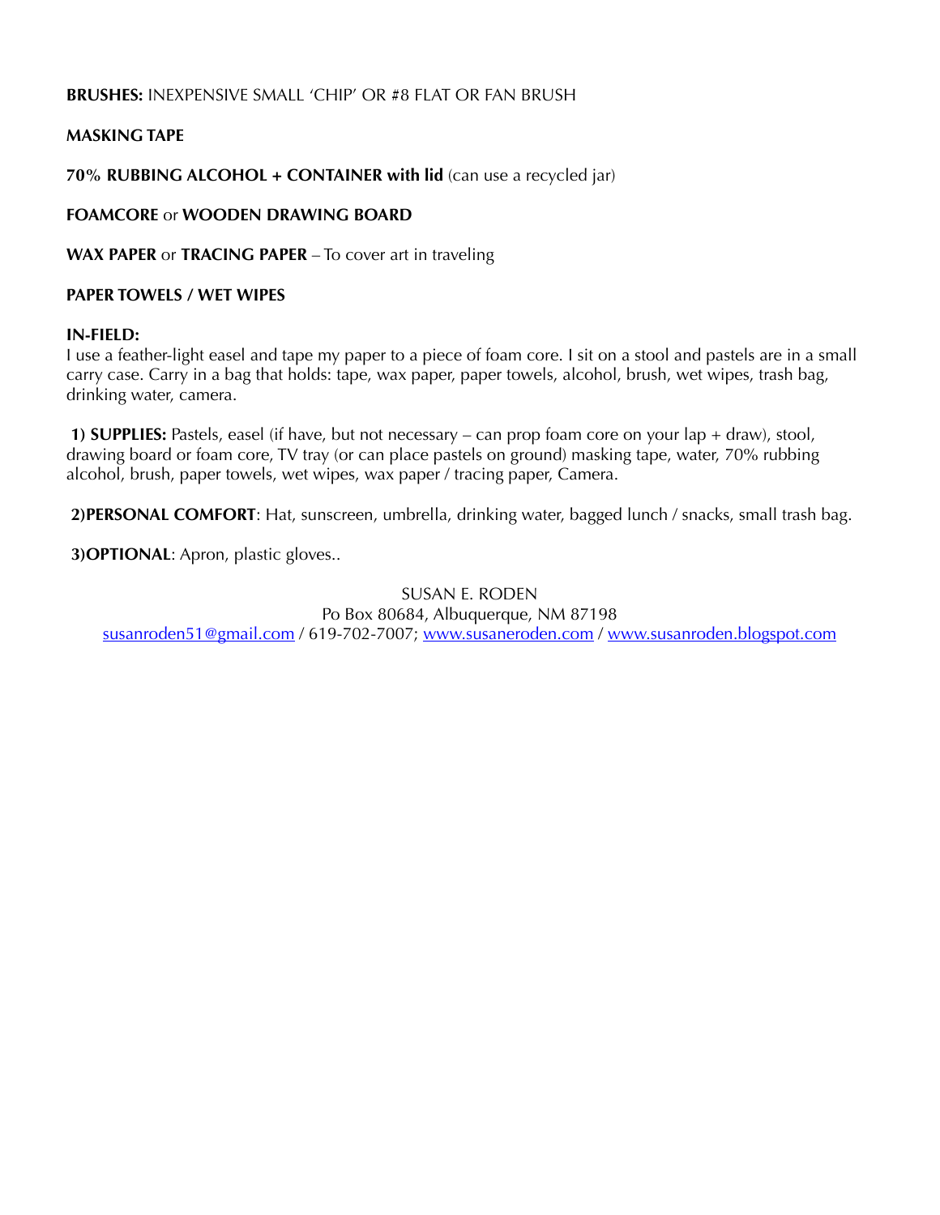**BRUSHES:** INEXPENSIVE SMALL 'CHIP' OR #8 FLAT OR FAN BRUSH

**MASKING TAPE**

**70% RUBBING ALCOHOL + CONTAINER with lid** (can use a recycled jar)

**FOAMCORE** or **WOODEN DRAWING BOARD**

**WAX PAPER** or **TRACING PAPER** – To cover art in traveling

**PAPER TOWELS / WET WIPES**

**IN-FIELD:**
I use a feather-light easel and tape my paper to a piece of foam core. I sit on a stool and pastels are in a small carry case. Carry in a bag that holds: tape, wax paper, paper towels, alcohol, brush, wet wipes, trash bag, drinking water, camera.

**1) SUPPLIES:** Pastels, easel (if have, but not necessary – can prop foam core on your lap + draw), stool, drawing board or foam core, TV tray (or can place pastels on ground) masking tape, water, 70% rubbing alcohol, brush, paper towels, wet wipes, wax paper / tracing paper, Camera.

**2)PERSONAL COMFORT**: Hat, sunscreen, umbrella, drinking water, bagged lunch / snacks, small trash bag.

**3)OPTIONAL**: Apron, plastic gloves..

SUSAN E. RODEN
Po Box 80684, Albuquerque, NM 87198
susanroden51@gmail.com / 619-702-7007; www.susaneroden.com / www.susanroden.blogspot.com